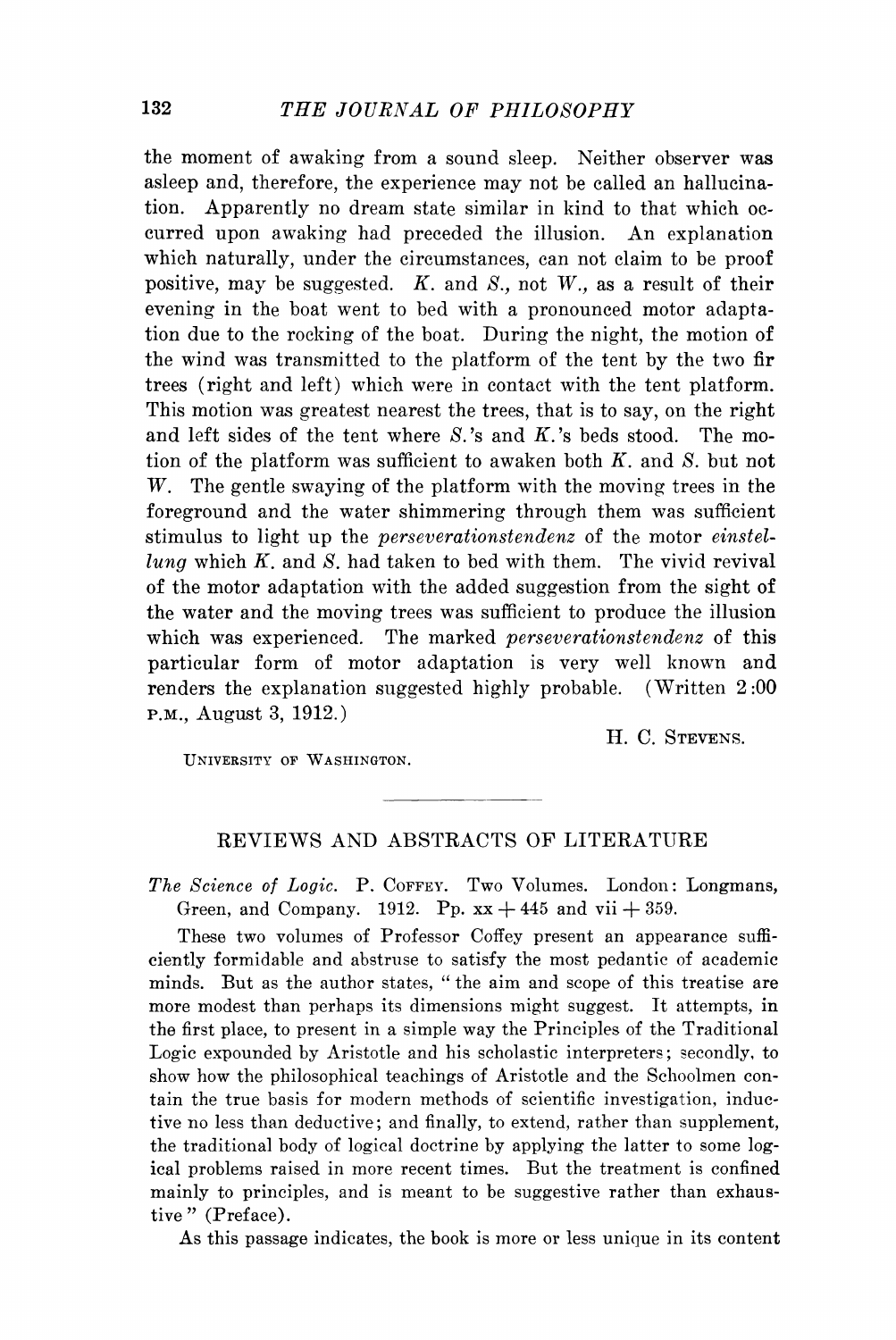the moment of awaking from a sound sleep. Neither observer was asleep and, therefore, the experience may not be called an hallucination. Apparently no dream state similar in kind to that which occurred upon awaking had preceded the illusion. An explanation which naturally, under the circumstances, can not claim to be proof positive, may be suggested. *K.* and *S.*, not *W.*, as a result of their evening in the boat went to bed with a pronounced motor adaptation due to the rocking of the boat. During the night, the motion of the wind was transmitted to the platform of the tent by the two fir trees (right and left) which were in contact with the tent platform. This motion was greatest nearest the trees, that is to say, on the right and left sides of the tent where *S.*'s and *K.*'s beds stood. The motion of the platform was sufficient to awaken both *K.* and *S.* but not *W.* The gentle swaying of the platform with the moving trees in the foreground and the water shimmering through them was sufficient stimulus to light up the *perseverationstendenz* of the motor *einstellung* which *K.* and *S.* had taken to bed with them. The vivid revival of the motor adaptation with the added suggestion from the sight of the water and the moving trees was sufficient to produce the illusion which was experienced. The marked *perseverationstendenz* of this particular form of motor adaptation is very well known and renders the explanation suggested highly probable. (Written 2:00 P.M., August 3, 1912.)

H. C. STEVENS.

UNIVERSITY OF WASHINGTON.

## REVIEWS AND ABSTRACTS OF LITERATURE

*The Science of Logic.* P. COFFEY. Two Volumes. London: Longmans, Green, and Company. 1912. Pp. xx + 445 and vii + 359.

These two volumes of Professor Coffey present an appearance sufficiently formidable and abstruse to satisfy the most pedantic of academic minds. But as the author states, "the aim and scope of this treatise are more modest than perhaps its dimensions might suggest. It attempts, in the first place, to present in a simple way the Principles of the Traditional Logic expounded by Aristotle and his scholastic interpreters; secondly, to show how the philosophical teachings of Aristotle and the Schoolmen contain the true basis for modern methods of scientific investigation, inductive no less than deductive; and finally, to extend, rather than supplement, the traditional body of logical doctrine by applying the latter to some logical problems raised in more recent times. But the treatment is confined mainly to principles, and is meant to be suggestive rather than exhaustive" (Preface).

As this passage indicates, the book is more or less unique in its content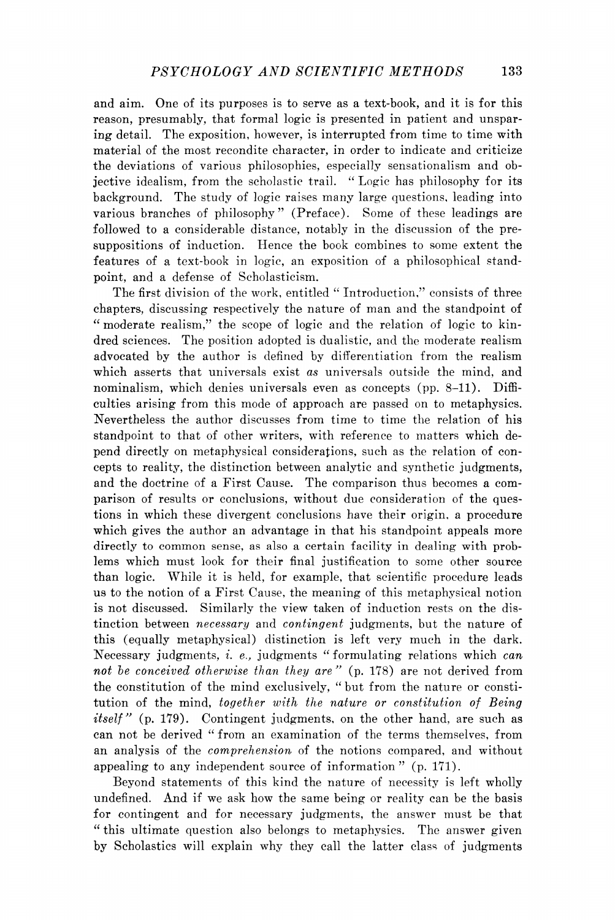and aim. One of its purposes is to serve as a text-book, and it is for this reason, presumably, that formal logic is presented in patient and unsparing detail. The exposition, however, is interrupted from time to time with material of the most recondite character, in order to indicate and criticize the deviations of various philosophies, especially sensationalism and objective idealism, from the scholastic trail. "Logic has philosophy for its background. The study of logic raises many large questions, leading into various branches of philosophy" (Preface). Some of these leadings are followed to a considerable distance, notably in the discussion of the presuppositions of induction. Hence the book combines to some extent the features of a text-book in logic, an exposition of a philosophical standpoint, and a defense of Scholasticism.

The first division of the work, entitled "Introduction," consists of three chapters, discussing respectively the nature of man and the standpoint of "moderate realism," the scope of logic and the relation of logic to kindred sciences. The position adopted is dualistic, and the moderate realism advocated by the author is defined by differentiation from the realism which asserts that universals exist *as* universals outside the mind, and nominalism, which denies universals even as concepts (pp. 8–11). Difficulties arising from this mode of approach are passed on to metaphysics. Nevertheless the author discusses from time to time the relation of his standpoint to that of other writers, with reference to matters which depend directly on metaphysical considerations, such as the relation of concepts to reality, the distinction between analytic and synthetic judgments, and the doctrine of a First Cause. The comparison thus becomes a comparison of results or conclusions, without due consideration of the questions in which these divergent conclusions have their origin, a procedure which gives the author an advantage in that his standpoint appeals more directly to common sense, as also a certain facility in dealing with problems which must look for their final justification to some other source than logic. While it is held, for example, that scientific procedure leads us to the notion of a First Cause, the meaning of this metaphysical notion is not discussed. Similarly the view taken of induction rests on the distinction between *necessary* and *contingent* judgments, but the nature of this (equally metaphysical) distinction is left very much in the dark. Necessary judgments, *i. e.,* judgments "formulating relations which *can not be conceived otherwise than they are*" (p. 178) are not derived from the constitution of the mind exclusively, "but from the nature or constitution of the mind, *together with the nature or constitution of Being itself*" (p. 179). Contingent judgments, on the other hand, are such as can not be derived "from an examination of the terms themselves, from an analysis of the *comprehension* of the notions compared, and without appealing to any independent source of information" (p. 171).

Beyond statements of this kind the nature of necessity is left wholly undefined. And if we ask how the same being or reality can be the basis for contingent and for necessary judgments, the answer must be that "this ultimate question also belongs to metaphysics. The answer given by Scholastics will explain why they call the latter class of judgments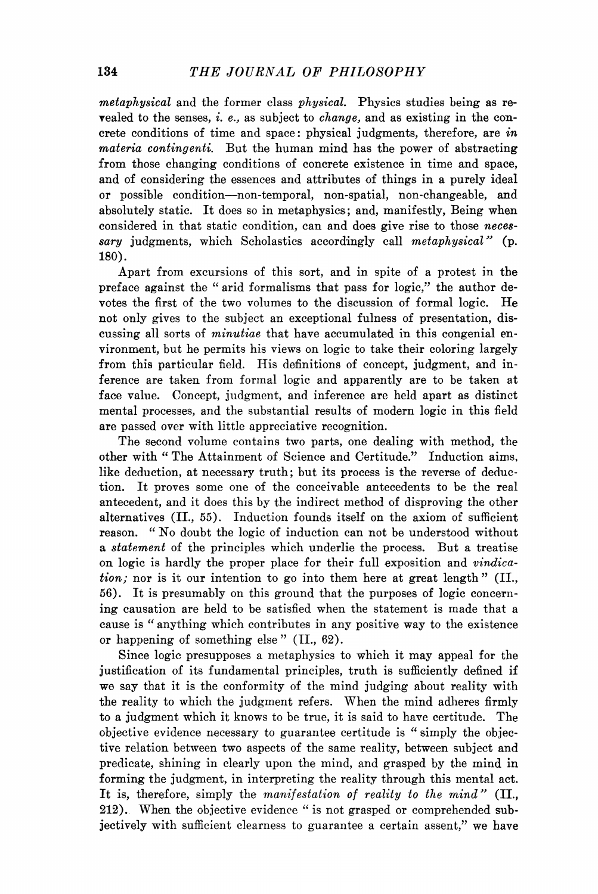*metaphysical* and the former class *physical*. Physics studies being as revealed to the senses, *i. e.*, as subject to *change*, and as existing in the concrete conditions of time and space: physical judgments, therefore, are *in materia contingenti*. But the human mind has the power of abstracting from those changing conditions of concrete existence in time and space, and of considering the essences and attributes of things in a purely ideal or possible condition—non-temporal, non-spatial, non-changeable, and absolutely static. It does so in metaphysics; and, manifestly, Being when considered in that static condition, can and does give rise to those *necessary* judgments, which Scholastics accordingly call *metaphysical*" (p. 180).

Apart from excursions of this sort, and in spite of a protest in the preface against the "arid formalisms that pass for logic," the author devotes the first of the two volumes to the discussion of formal logic. He not only gives to the subject an exceptional fulness of presentation, discussing all sorts of *minutiae* that have accumulated in this congenial environment, but he permits his views on logic to take their coloring largely from this particular field. His definitions of concept, judgment, and inference are taken from formal logic and apparently are to be taken at face value. Concept, judgment, and inference are held apart as distinct mental processes, and the substantial results of modern logic in this field are passed over with little appreciative recognition.

The second volume contains two parts, one dealing with method, the other with "The Attainment of Science and Certitude." Induction aims, like deduction, at necessary truth; but its process is the reverse of deduction. It proves some one of the conceivable antecedents to be the real antecedent, and it does this by the indirect method of disproving the other alternatives (II., 55). Induction founds itself on the axiom of sufficient reason. "No doubt the logic of induction can not be understood without a *statement* of the principles which underlie the process. But a treatise on logic is hardly the proper place for their full exposition and *vindication;* nor is it our intention to go into them here at great length" (II., 56). It is presumably on this ground that the purposes of logic concerning causation are held to be satisfied when the statement is made that a cause is "anything which contributes in any positive way to the existence or happening of something else" (II., 62).

Since logic presupposes a metaphysics to which it may appeal for the justification of its fundamental principles, truth is sufficiently defined if we say that it is the conformity of the mind judging about reality with the reality to which the judgment refers. When the mind adheres firmly to a judgment which it knows to be true, it is said to have certitude. The objective evidence necessary to guarantee certitude is "simply the objective relation between two aspects of the same reality, between subject and predicate, shining in clearly upon the mind, and grasped by the mind in forming the judgment, in interpreting the reality through this mental act. It is, therefore, simply the *manifestation of reality to the mind*" (II., 212). When the objective evidence "is not grasped or comprehended subjectively with sufficient clearness to guarantee a certain assent," we have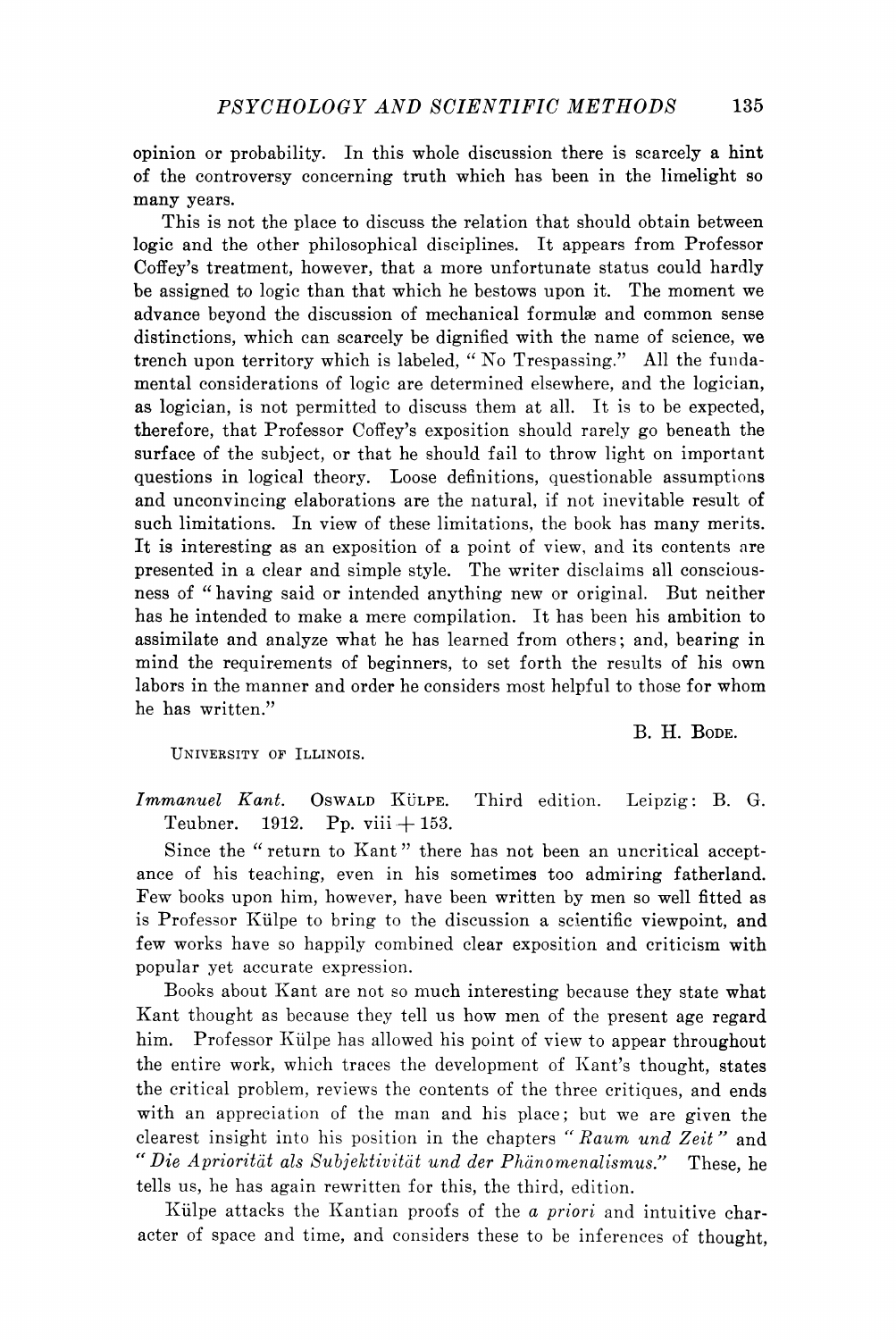opinion or probability. In this whole discussion there is scarcely a hint of the controversy concerning truth which has been in the limelight so many years.

This is not the place to discuss the relation that should obtain between logic and the other philosophical disciplines. It appears from Professor Coffey's treatment, however, that a more unfortunate status could hardly be assigned to logic than that which he bestows upon it. The moment we advance beyond the discussion of mechanical formulæ and common sense distinctions, which can scarcely be dignified with the name of science, we trench upon territory which is labeled, "No Trespassing." All the fundamental considerations of logic are determined elsewhere, and the logician, as logician, is not permitted to discuss them at all. It is to be expected, therefore, that Professor Coffey's exposition should rarely go beneath the surface of the subject, or that he should fail to throw light on important questions in logical theory. Loose definitions, questionable assumptions and unconvincing elaborations are the natural, if not inevitable result of such limitations. In view of these limitations, the book has many merits. It is interesting as an exposition of a point of view, and its contents are presented in a clear and simple style. The writer disclaims all consciousness of "having said or intended anything new or original. But neither has he intended to make a mere compilation. It has been his ambition to assimilate and analyze what he has learned from others; and, bearing in mind the requirements of beginners, to set forth the results of his own labors in the manner and order he considers most helpful to those for whom he has written."

B. H. Bode.

University of Illinois.

*Immanuel Kant.* Oswald Külpe. Third edition. Leipzig: B. G. Teubner. 1912. Pp. viii + 153.

Since the "return to Kant" there has not been an uncritical acceptance of his teaching, even in his sometimes too admiring fatherland. Few books upon him, however, have been written by men so well fitted as is Professor Külpe to bring to the discussion a scientific viewpoint, and few works have so happily combined clear exposition and criticism with popular yet accurate expression.

Books about Kant are not so much interesting because they state what Kant thought as because they tell us how men of the present age regard him. Professor Külpe has allowed his point of view to appear throughout the entire work, which traces the development of Kant's thought, states the critical problem, reviews the contents of the three critiques, and ends with an appreciation of the man and his place; but we are given the clearest insight into his position in the chapters "*Raum und Zeit*" and "*Die Apriorität als Subjektivität und der Phänomenalismus.*" These, he tells us, he has again rewritten for this, the third, edition.

Külpe attacks the Kantian proofs of the *a priori* and intuitive character of space and time, and considers these to be inferences of thought,